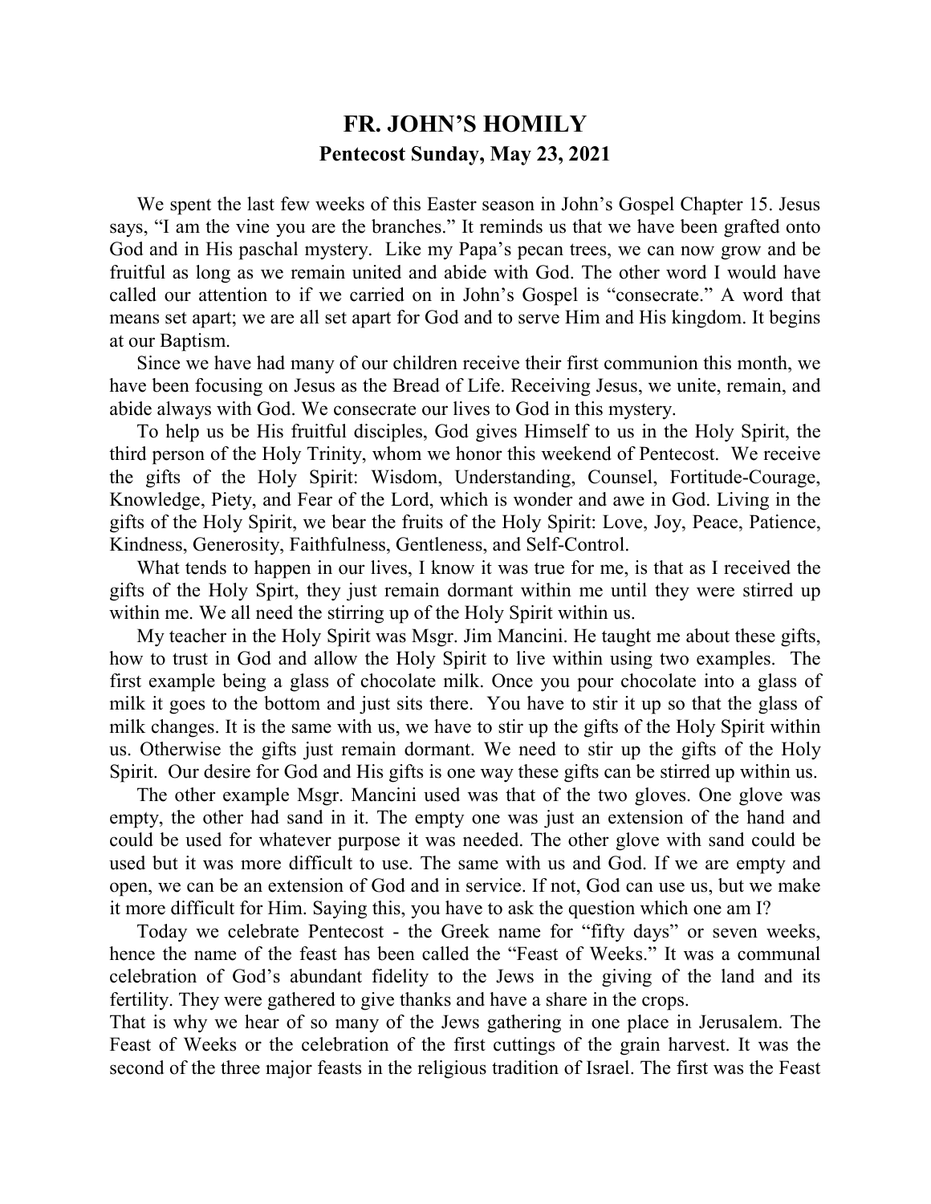# FR. JOHN'S HOMILY

## Pentecost Sunday, May 23, 2021

We spent the last few weeks of this Easter season in John's Gospel Chapter 15. Jesus says, "I am the vine you are the branches." It reminds us that we have been grafted onto God and in His paschal mystery. Like my Papa's pecan trees, we can now grow and be fruitful as long as we remain united and abide with God. The other word I would have called our attention to if we carried on in John's Gospel is "consecrate." A word that means set apart; we are all set apart for God and to serve Him and His kingdom. It begins at our Baptism.

Since we have had many of our children receive their first communion this month, we have been focusing on Jesus as the Bread of Life. Receiving Jesus, we unite, remain, and abide always with God. We consecrate our lives to God in this mystery.

To help us be His fruitful disciples, God gives Himself to us in the Holy Spirit, the third person of the Holy Trinity, whom we honor this weekend of Pentecost. We receive the gifts of the Holy Spirit: Wisdom, Understanding, Counsel, Fortitude-Courage, Knowledge, Piety, and Fear of the Lord, which is wonder and awe in God. Living in the gifts of the Holy Spirit, we bear the fruits of the Holy Spirit: Love, Joy, Peace, Patience, Kindness, Generosity, Faithfulness, Gentleness, and Self-Control.

What tends to happen in our lives, I know it was true for me, is that as I received the gifts of the Holy Spirt, they just remain dormant within me until they were stirred up within me. We all need the stirring up of the Holy Spirit within us.

My teacher in the Holy Spirit was Msgr. Jim Mancini. He taught me about these gifts, how to trust in God and allow the Holy Spirit to live within using two examples. The first example being a glass of chocolate milk. Once you pour chocolate into a glass of milk it goes to the bottom and just sits there. You have to stir it up so that the glass of milk changes. It is the same with us, we have to stir up the gifts of the Holy Spirit within us. Otherwise the gifts just remain dormant. We need to stir up the gifts of the Holy Spirit. Our desire for God and His gifts is one way these gifts can be stirred up within us.

The other example Msgr. Mancini used was that of the two gloves. One glove was empty, the other had sand in it. The empty one was just an extension of the hand and could be used for whatever purpose it was needed. The other glove with sand could be used but it was more difficult to use. The same with us and God. If we are empty and open, we can be an extension of God and in service. If not, God can use us, but we make it more difficult for Him. Saying this, you have to ask the question which one am I?

Today we celebrate Pentecost - the Greek name for "fifty days" or seven weeks, hence the name of the feast has been called the "Feast of Weeks." It was a communal celebration of God's abundant fidelity to the Jews in the giving of the land and its fertility. They were gathered to give thanks and have a share in the crops.

That is why we hear of so many of the Jews gathering in one place in Jerusalem. The Feast of Weeks or the celebration of the first cuttings of the grain harvest. It was the second of the three major feasts in the religious tradition of Israel. The first was the Feast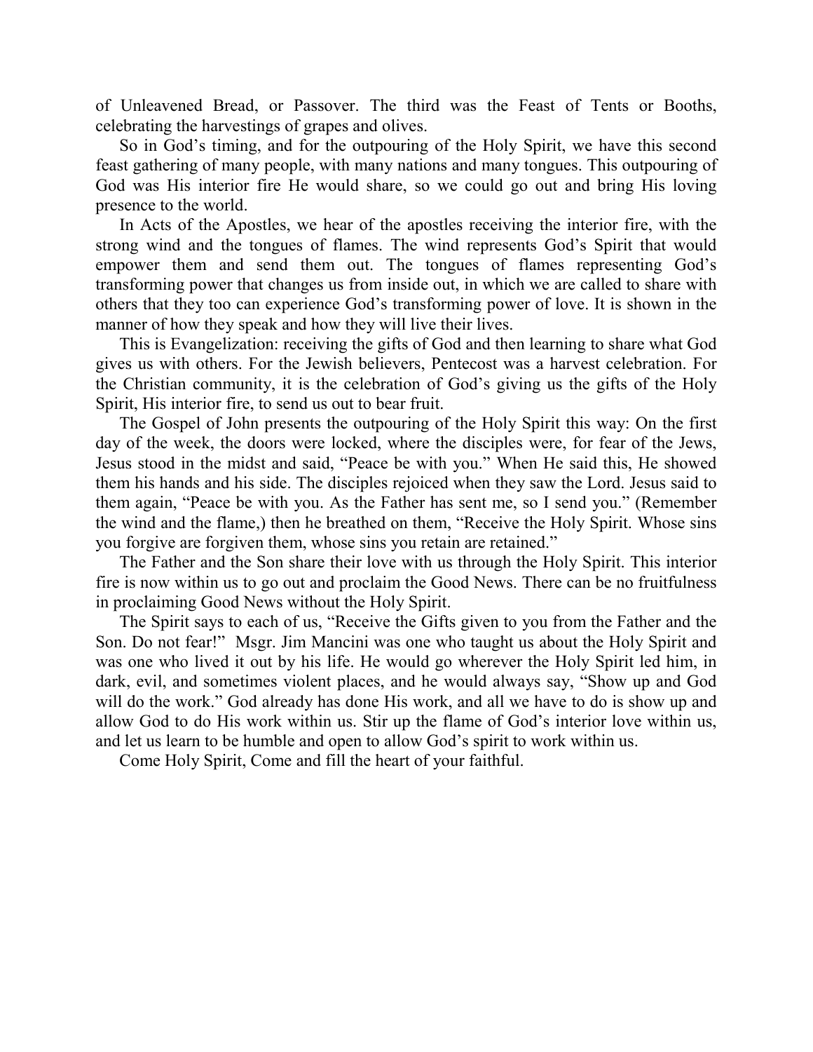of Unleavened Bread, or Passover. The third was the Feast of Tents or Booths, celebrating the harvestings of grapes and olives.

So in God's timing, and for the outpouring of the Holy Spirit, we have this second feast gathering of many people, with many nations and many tongues. This outpouring of God was His interior fire He would share, so we could go out and bring His loving presence to the world.

In Acts of the Apostles, we hear of the apostles receiving the interior fire, with the strong wind and the tongues of flames. The wind represents God's Spirit that would empower them and send them out. The tongues of flames representing God's transforming power that changes us from inside out, in which we are called to share with others that they too can experience God's transforming power of love. It is shown in the manner of how they speak and how they will live their lives.

This is Evangelization: receiving the gifts of God and then learning to share what God gives us with others. For the Jewish believers, Pentecost was a harvest celebration. For the Christian community, it is the celebration of God's giving us the gifts of the Holy Spirit, His interior fire, to send us out to bear fruit.

The Gospel of John presents the outpouring of the Holy Spirit this way: On the first day of the week, the doors were locked, where the disciples were, for fear of the Jews, Jesus stood in the midst and said, "Peace be with you." When He said this, He showed them his hands and his side. The disciples rejoiced when they saw the Lord. Jesus said to them again, "Peace be with you. As the Father has sent me, so I send you." (Remember the wind and the flame,) then he breathed on them, "Receive the Holy Spirit. Whose sins you forgive are forgiven them, whose sins you retain are retained."

The Father and the Son share their love with us through the Holy Spirit. This interior fire is now within us to go out and proclaim the Good News. There can be no fruitfulness in proclaiming Good News without the Holy Spirit.

The Spirit says to each of us, "Receive the Gifts given to you from the Father and the Son. Do not fear!" Msgr. Jim Mancini was one who taught us about the Holy Spirit and was one who lived it out by his life. He would go wherever the Holy Spirit led him, in dark, evil, and sometimes violent places, and he would always say, "Show up and God will do the work." God already has done His work, and all we have to do is show up and allow God to do His work within us. Stir up the flame of God's interior love within us, and let us learn to be humble and open to allow God's spirit to work within us.

Come Holy Spirit, Come and fill the heart of your faithful.